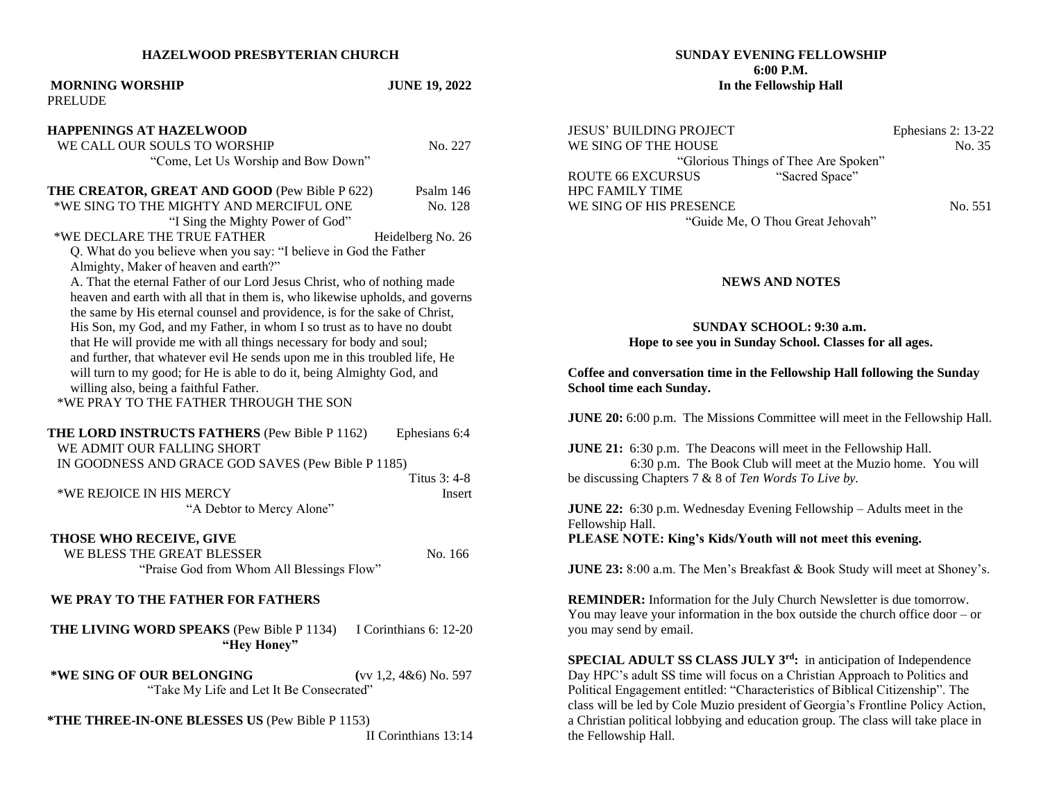# HAZELWOOD PRESBYTERIAN CHURCH

**MORNING WORSHIP** **JUNE 19, 2022**

PRELUDE

**HAPPENINGS AT HAZELWOOD**

WE CALL OUR SOULS TO WORSHIP No. 227

"Come, Let Us Worship and Bow Down"

**THE CREATOR, GREAT AND GOOD** (Pew Bible P 622) Psalm 146

*WE SING TO THE MIGHTY AND MERCIFUL ONE No. 128

"I Sing the Mighty Power of God"

*WE DECLARE THE TRUE FATHER Heidelberg No. 26

Q. What do you believe when you say: "I believe in God the Father Almighty, Maker of heaven and earth?"

A. That the eternal Father of our Lord Jesus Christ, who of nothing made heaven and earth with all that in them is, who likewise upholds, and governs the same by His eternal counsel and providence, is for the sake of Christ, His Son, my God, and my Father, in whom I so trust as to have no doubt that He will provide me with all things necessary for body and soul; and further, that whatever evil He sends upon me in this troubled life, He will turn to my good; for He is able to do it, being Almighty God, and willing also, being a faithful Father.

*WE PRAY TO THE FATHER THROUGH THE SON

**THE LORD INSTRUCTS FATHERS** (Pew Bible P 1162) Ephesians 6:4

WE ADMIT OUR FALLING SHORT

IN GOODNESS AND GRACE GOD SAVES (Pew Bible P 1185) Titus 3: 4-8

*WE REJOICE IN HIS MERCY Insert

"A Debtor to Mercy Alone"

**THOSE WHO RECEIVE, GIVE**

WE BLESS THE GREAT BLESSER No. 166

"Praise God from Whom All Blessings Flow"

**WE PRAY TO THE FATHER FOR FATHERS**

**THE LIVING WORD SPEAKS** (Pew Bible P 1134) I Corinthians 6: 12-20

**"Hey Honey"**

***WE SING OF OUR BELONGING** (vv 1,2, 4&6) No. 597

"Take My Life and Let It Be Consecrated"

***THE THREE-IN-ONE BLESSES US** (Pew Bible P 1153) II Corinthians 13:14

## SUNDAY EVENING FELLOWSHIP
## 6:00 P.M.
## In the Fellowship Hall

JESUS' BUILDING PROJECT Ephesians 2: 13-22

WE SING OF THE HOUSE No. 35

"Glorious Things of Thee Are Spoken"

ROUTE 66 EXCURSUS "Sacred Space"

HPC FAMILY TIME

WE SING OF HIS PRESENCE No. 551

"Guide Me, O Thou Great Jehovah"

## NEWS AND NOTES

**SUNDAY SCHOOL: 9:30 a.m.**
**Hope to see you in Sunday School. Classes for all ages.**

**Coffee and conversation time in the Fellowship Hall following the Sunday School time each Sunday.**

**JUNE 20:** 6:00 p.m. The Missions Committee will meet in the Fellowship Hall.

**JUNE 21:** 6:30 p.m. The Deacons will meet in the Fellowship Hall.
6:30 p.m. The Book Club will meet at the Muzio home. You will be discussing Chapters 7 & 8 of *Ten Words To Live by.*

**JUNE 22:** 6:30 p.m. Wednesday Evening Fellowship – Adults meet in the Fellowship Hall.
**PLEASE NOTE: King's Kids/Youth will not meet this evening.**

**JUNE 23:** 8:00 a.m. The Men's Breakfast & Book Study will meet at Shoney's.

**REMINDER:** Information for the July Church Newsletter is due tomorrow. You may leave your information in the box outside the church office door – or you may send by email.

**SPECIAL ADULT SS CLASS JULY 3rd:** in anticipation of Independence Day HPC's adult SS time will focus on a Christian Approach to Politics and Political Engagement entitled: "Characteristics of Biblical Citizenship". The class will be led by Cole Muzio president of Georgia's Frontline Policy Action, a Christian political lobbying and education group. The class will take place in the Fellowship Hall.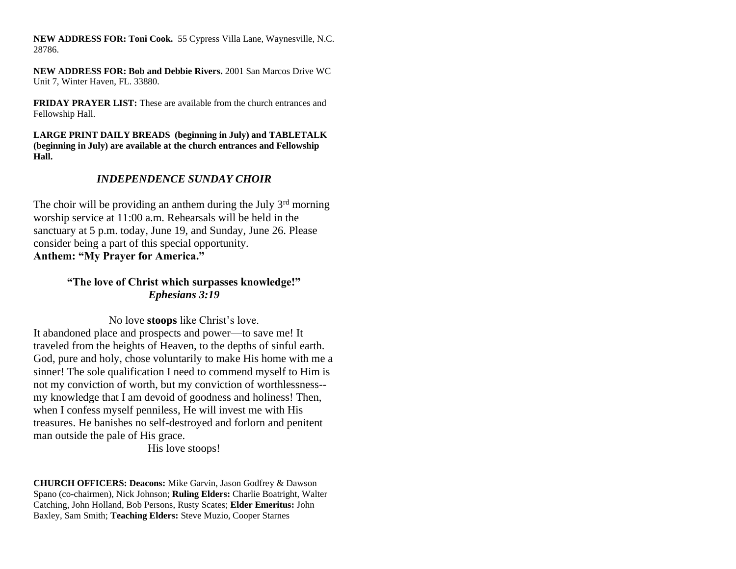**NEW ADDRESS FOR: Toni Cook.** 55 Cypress Villa Lane, Waynesville, N.C. 28786.

**NEW ADDRESS FOR: Bob and Debbie Rivers.** 2001 San Marcos Drive WC Unit 7, Winter Haven, FL. 33880.

**FRIDAY PRAYER LIST:** These are available from the church entrances and Fellowship Hall.

**LARGE PRINT DAILY BREADS (beginning in July) and TABLETALK (beginning in July) are available at the church entrances and Fellowship Hall.**

## *INDEPENDENCE SUNDAY CHOIR*

The choir will be providing an anthem during the July 3rd morning worship service at 11:00 a.m. Rehearsals will be held in the sanctuary at 5 p.m. today, June 19, and Sunday, June 26. Please consider being a part of this special opportunity.
**Anthem: "My Prayer for America."**

### "The love of Christ which surpasses knowledge!"
### *Ephesians 3:19*

No love **stoops** like Christ's love.
It abandoned place and prospects and power—to save me! It traveled from the heights of Heaven, to the depths of sinful earth. God, pure and holy, chose voluntarily to make His home with me a sinner! The sole qualification I need to commend myself to Him is not my conviction of worth, but my conviction of worthlessness--my knowledge that I am devoid of goodness and holiness! Then, when I confess myself penniless, He will invest me with His treasures. He banishes no self-destroyed and forlorn and penitent man outside the pale of His grace.
His love stoops!

**CHURCH OFFICERS: Deacons:** Mike Garvin, Jason Godfrey & Dawson Spano (co-chairmen), Nick Johnson; **Ruling Elders:** Charlie Boatright, Walter Catching, John Holland, Bob Persons, Rusty Scates; **Elder Emeritus:** John Baxley, Sam Smith; **Teaching Elders:** Steve Muzio, Cooper Starnes